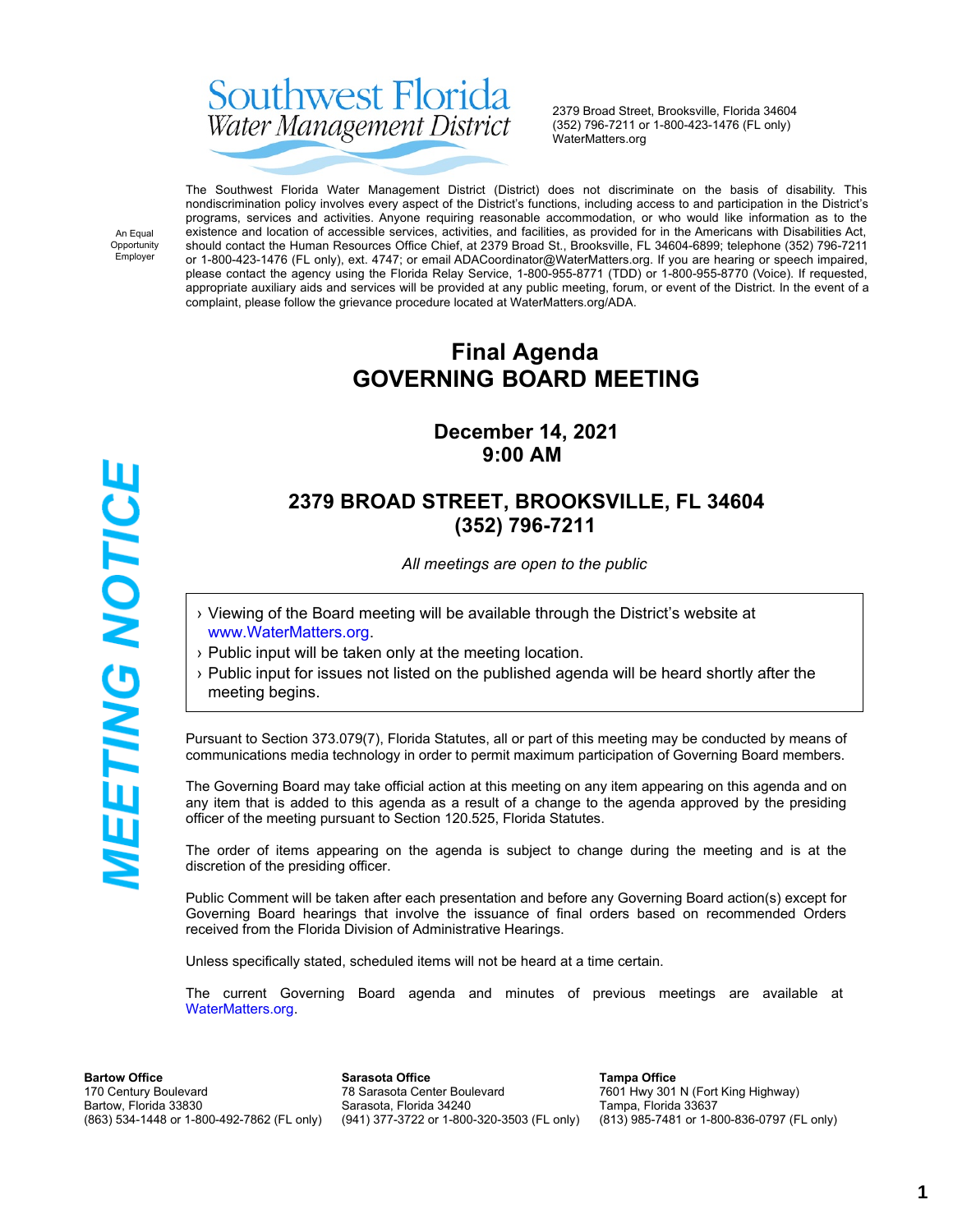# Southwest Florida Water Management District

2379 Broad Street, Brooksville, Florida 34604
(352) 796-7211 or 1-800-423-1476 (FL only)
WaterMatters.org

An Equal Opportunity Employer

The Southwest Florida Water Management District (District) does not discriminate on the basis of disability. This nondiscrimination policy involves every aspect of the District's functions, including access to and participation in the District's programs, services and activities. Anyone requiring reasonable accommodation, or who would like information as to the existence and location of accessible services, activities, and facilities, as provided for in the Americans with Disabilities Act, should contact the Human Resources Office Chief, at 2379 Broad St., Brooksville, FL 34604-6899; telephone (352) 796-7211 or 1-800-423-1476 (FL only), ext. 4747; or email ADACoordinator@WaterMatters.org. If you are hearing or speech impaired, please contact the agency using the Florida Relay Service, 1-800-955-8771 (TDD) or 1-800-955-8770 (Voice). If requested, appropriate auxiliary aids and services will be provided at any public meeting, forum, or event of the District. In the event of a complaint, please follow the grievance procedure located at WaterMatters.org/ADA.

**MEETING NOTICE**

## Final Agenda
## GOVERNING BOARD MEETING

### December 14, 2021
### 9:00 AM

### 2379 BROAD STREET, BROOKSVILLE, FL 34604
### (352) 796-7211

*All meetings are open to the public*

- Viewing of the Board meeting will be available through the District's website at www.WaterMatters.org.
- Public input will be taken only at the meeting location.
- Public input for issues not listed on the published agenda will be heard shortly after the meeting begins.

Pursuant to Section 373.079(7), Florida Statutes, all or part of this meeting may be conducted by means of communications media technology in order to permit maximum participation of Governing Board members.

The Governing Board may take official action at this meeting on any item appearing on this agenda and on any item that is added to this agenda as a result of a change to the agenda approved by the presiding officer of the meeting pursuant to Section 120.525, Florida Statutes.

The order of items appearing on the agenda is subject to change during the meeting and is at the discretion of the presiding officer.

Public Comment will be taken after each presentation and before any Governing Board action(s) except for Governing Board hearings that involve the issuance of final orders based on recommended Orders received from the Florida Division of Administrative Hearings.

Unless specifically stated, scheduled items will not be heard at a time certain.

The current Governing Board agenda and minutes of previous meetings are available at WaterMatters.org.

**Bartow Office**
170 Century Boulevard
Bartow, Florida 33830
(863) 534-1448 or 1-800-492-7862 (FL only)

**Sarasota Office**
78 Sarasota Center Boulevard
Sarasota, Florida 34240
(941) 377-3722 or 1-800-320-3503 (FL only)

**Tampa Office**
7601 Hwy 301 N (Fort King Highway)
Tampa, Florida 33637
(813) 985-7481 or 1-800-836-0797 (FL only)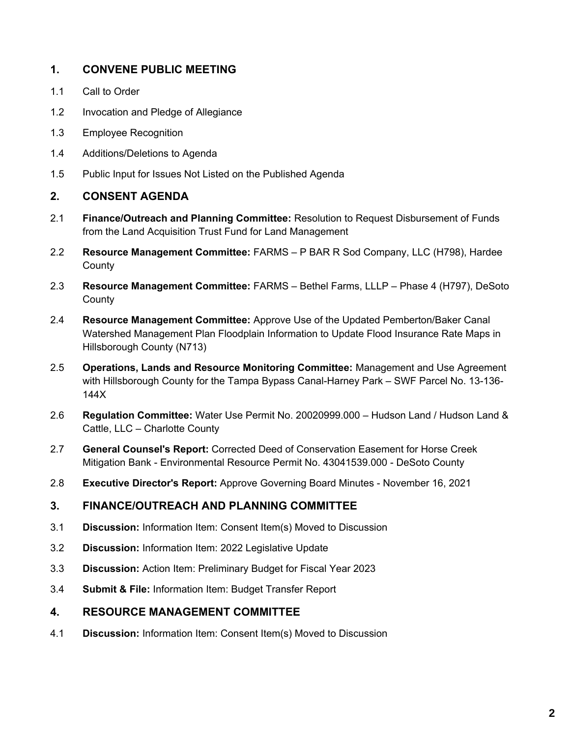## 1. CONVENE PUBLIC MEETING

1.1 Call to Order

1.2 Invocation and Pledge of Allegiance

1.3 Employee Recognition

1.4 Additions/Deletions to Agenda

1.5 Public Input for Issues Not Listed on the Published Agenda

## 2. CONSENT AGENDA

2.1 **Finance/Outreach and Planning Committee:** Resolution to Request Disbursement of Funds from the Land Acquisition Trust Fund for Land Management

2.2 **Resource Management Committee:** FARMS – P BAR R Sod Company, LLC (H798), Hardee County

2.3 **Resource Management Committee:** FARMS – Bethel Farms, LLLP – Phase 4 (H797), DeSoto County

2.4 **Resource Management Committee:** Approve Use of the Updated Pemberton/Baker Canal Watershed Management Plan Floodplain Information to Update Flood Insurance Rate Maps in Hillsborough County (N713)

2.5 **Operations, Lands and Resource Monitoring Committee:** Management and Use Agreement with Hillsborough County for the Tampa Bypass Canal-Harney Park – SWF Parcel No. 13-136-144X

2.6 **Regulation Committee:** Water Use Permit No. 20020999.000 – Hudson Land / Hudson Land & Cattle, LLC – Charlotte County

2.7 **General Counsel's Report:** Corrected Deed of Conservation Easement for Horse Creek Mitigation Bank - Environmental Resource Permit No. 43041539.000 - DeSoto County

2.8 **Executive Director's Report:** Approve Governing Board Minutes - November 16, 2021

## 3. FINANCE/OUTREACH AND PLANNING COMMITTEE

3.1 **Discussion:** Information Item: Consent Item(s) Moved to Discussion

3.2 **Discussion:** Information Item: 2022 Legislative Update

3.3 **Discussion:** Action Item: Preliminary Budget for Fiscal Year 2023

3.4 **Submit & File:** Information Item: Budget Transfer Report

## 4. RESOURCE MANAGEMENT COMMITTEE

4.1 **Discussion:** Information Item: Consent Item(s) Moved to Discussion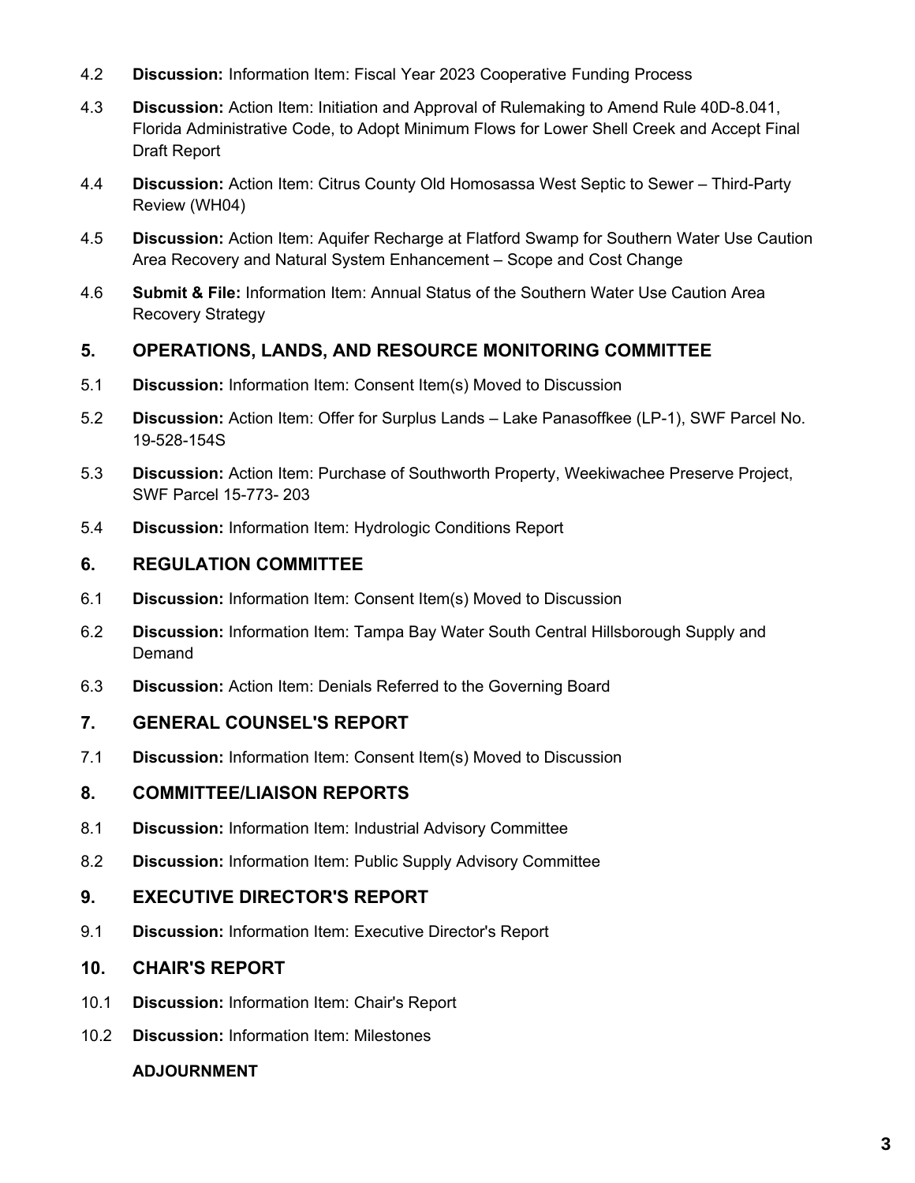4.2 **Discussion:** Information Item: Fiscal Year 2023 Cooperative Funding Process

4.3 **Discussion:** Action Item: Initiation and Approval of Rulemaking to Amend Rule 40D-8.041, Florida Administrative Code, to Adopt Minimum Flows for Lower Shell Creek and Accept Final Draft Report

4.4 **Discussion:** Action Item: Citrus County Old Homosassa West Septic to Sewer – Third-Party Review (WH04)

4.5 **Discussion:** Action Item: Aquifer Recharge at Flatford Swamp for Southern Water Use Caution Area Recovery and Natural System Enhancement – Scope and Cost Change

4.6 **Submit & File:** Information Item: Annual Status of the Southern Water Use Caution Area Recovery Strategy

## 5. OPERATIONS, LANDS, AND RESOURCE MONITORING COMMITTEE

5.1 **Discussion:** Information Item: Consent Item(s) Moved to Discussion

5.2 **Discussion:** Action Item: Offer for Surplus Lands – Lake Panasoffkee (LP-1), SWF Parcel No. 19-528-154S

5.3 **Discussion:** Action Item: Purchase of Southworth Property, Weekiwachee Preserve Project, SWF Parcel 15-773- 203

5.4 **Discussion:** Information Item: Hydrologic Conditions Report

## 6. REGULATION COMMITTEE

6.1 **Discussion:** Information Item: Consent Item(s) Moved to Discussion

6.2 **Discussion:** Information Item: Tampa Bay Water South Central Hillsborough Supply and Demand

6.3 **Discussion:** Action Item: Denials Referred to the Governing Board

## 7. GENERAL COUNSEL'S REPORT

7.1 **Discussion:** Information Item: Consent Item(s) Moved to Discussion

## 8. COMMITTEE/LIAISON REPORTS

8.1 **Discussion:** Information Item: Industrial Advisory Committee

8.2 **Discussion:** Information Item: Public Supply Advisory Committee

## 9. EXECUTIVE DIRECTOR'S REPORT

9.1 **Discussion:** Information Item: Executive Director's Report

## 10. CHAIR'S REPORT

10.1 **Discussion:** Information Item: Chair's Report

10.2 **Discussion:** Information Item: Milestones

**ADJOURNMENT**